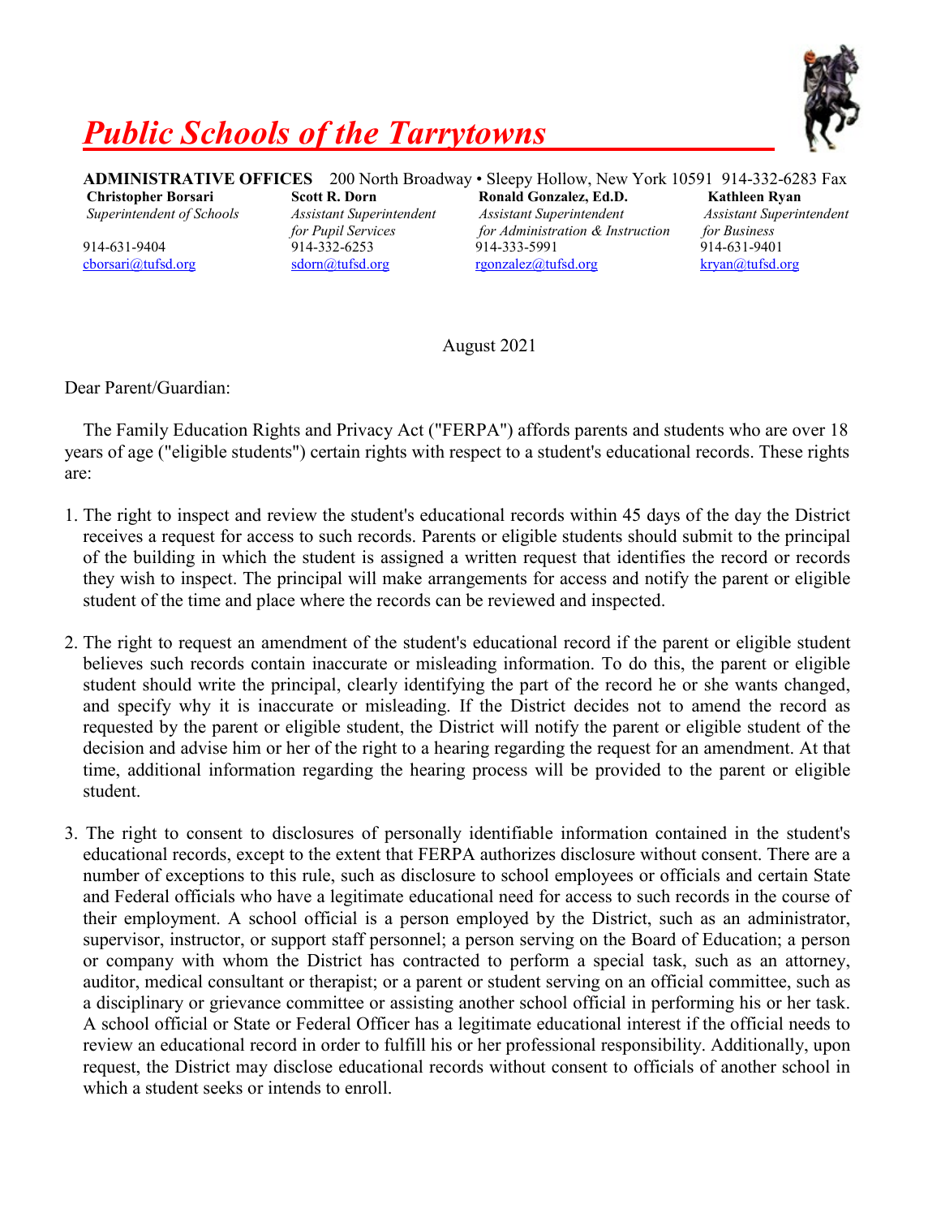# *Public Schools of the Tarrytowns*

**ADMINISTRATIVE OFFICES** 200 North Broadway • Sleepy Hollow, New York 10591 914-332-6283 Fax

| **Christopher Borsari** | **Scott R. Dorn** | **Ronald Gonzalez, Ed.D.** | **Kathleen Ryan** |
|---|---|---|---|
| *Superintendent of Schools* | *Assistant Superintendent for Pupil Services* | *Assistant Superintendent for Administration & Instruction* | *Assistant Superintendent for Business* |
| 914-631-9404 | 914-332-6253 | 914-333-5991 | 914-631-9401 |
| cborsari@tufsd.org | sdorn@tufsd.org | rgonzalez@tufsd.org | kryan@tufsd.org |

August 2021

Dear Parent/Guardian:

The Family Education Rights and Privacy Act ("FERPA") affords parents and students who are over 18 years of age ("eligible students") certain rights with respect to a student's educational records. These rights are:

1. The right to inspect and review the student's educational records within 45 days of the day the District receives a request for access to such records. Parents or eligible students should submit to the principal of the building in which the student is assigned a written request that identifies the record or records they wish to inspect. The principal will make arrangements for access and notify the parent or eligible student of the time and place where the records can be reviewed and inspected.

2. The right to request an amendment of the student's educational record if the parent or eligible student believes such records contain inaccurate or misleading information. To do this, the parent or eligible student should write the principal, clearly identifying the part of the record he or she wants changed, and specify why it is inaccurate or misleading. If the District decides not to amend the record as requested by the parent or eligible student, the District will notify the parent or eligible student of the decision and advise him or her of the right to a hearing regarding the request for an amendment. At that time, additional information regarding the hearing process will be provided to the parent or eligible student.

3. The right to consent to disclosures of personally identifiable information contained in the student's educational records, except to the extent that FERPA authorizes disclosure without consent. There are a number of exceptions to this rule, such as disclosure to school employees or officials and certain State and Federal officials who have a legitimate educational need for access to such records in the course of their employment. A school official is a person employed by the District, such as an administrator, supervisor, instructor, or support staff personnel; a person serving on the Board of Education; a person or company with whom the District has contracted to perform a special task, such as an attorney, auditor, medical consultant or therapist; or a parent or student serving on an official committee, such as a disciplinary or grievance committee or assisting another school official in performing his or her task. A school official or State or Federal Officer has a legitimate educational interest if the official needs to review an educational record in order to fulfill his or her professional responsibility. Additionally, upon request, the District may disclose educational records without consent to officials of another school in which a student seeks or intends to enroll.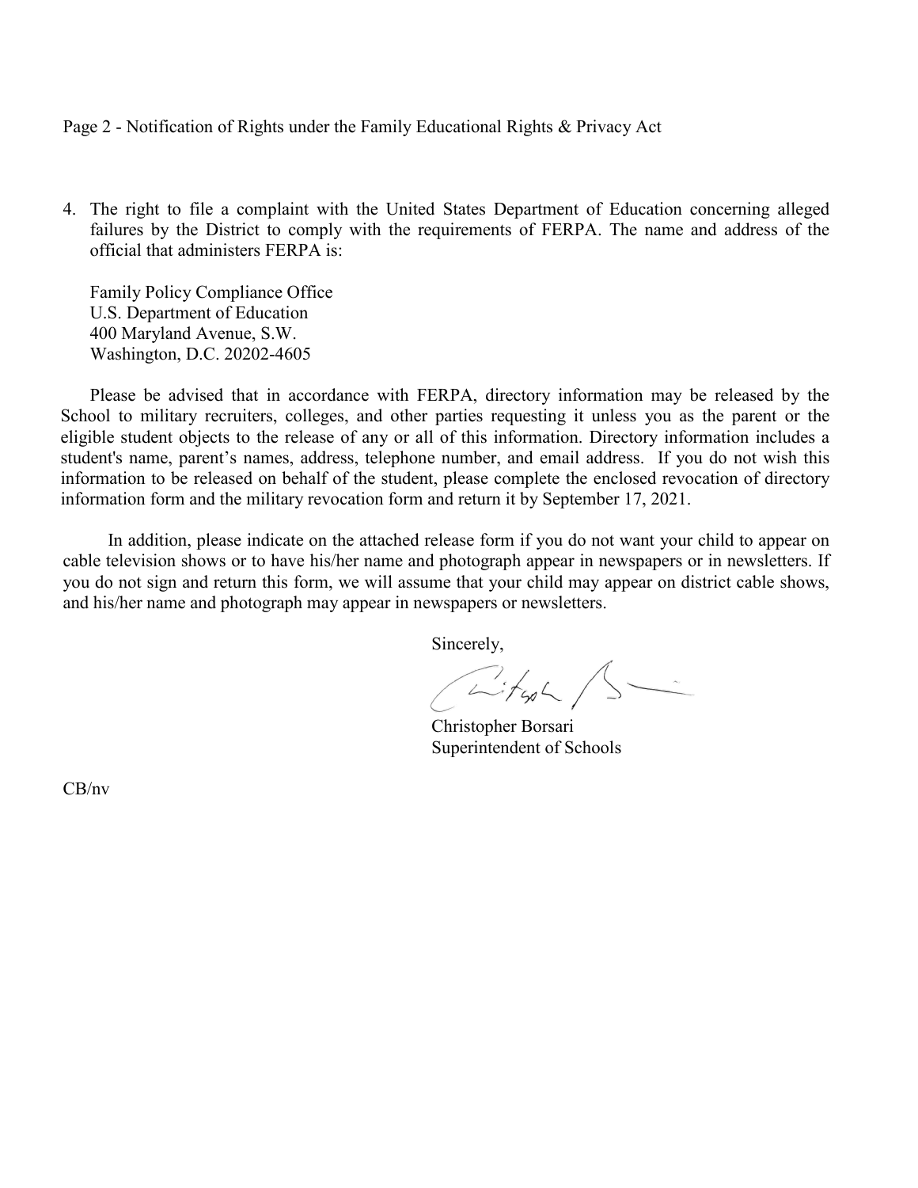4. The right to file a complaint with the United States Department of Education concerning alleged failures by the District to comply with the requirements of FERPA. The name and address of the official that administers FERPA is:

   Family Policy Compliance Office
   U.S. Department of Education
   400 Maryland Avenue, S.W.
   Washington, D.C. 20202-4605

Please be advised that in accordance with FERPA, directory information may be released by the School to military recruiters, colleges, and other parties requesting it unless you as the parent or the eligible student objects to the release of any or all of this information. Directory information includes a student's name, parent's names, address, telephone number, and email address. If you do not wish this information to be released on behalf of the student, please complete the enclosed revocation of directory information form and the military revocation form and return it by September 17, 2021.

In addition, please indicate on the attached release form if you do not want your child to appear on cable television shows or to have his/her name and photograph appear in newspapers or in newsletters. If you do not sign and return this form, we will assume that your child may appear on district cable shows, and his/her name and photograph may appear in newspapers or newsletters.

Sincerely,

Christopher Borsari
Superintendent of Schools

CB/nv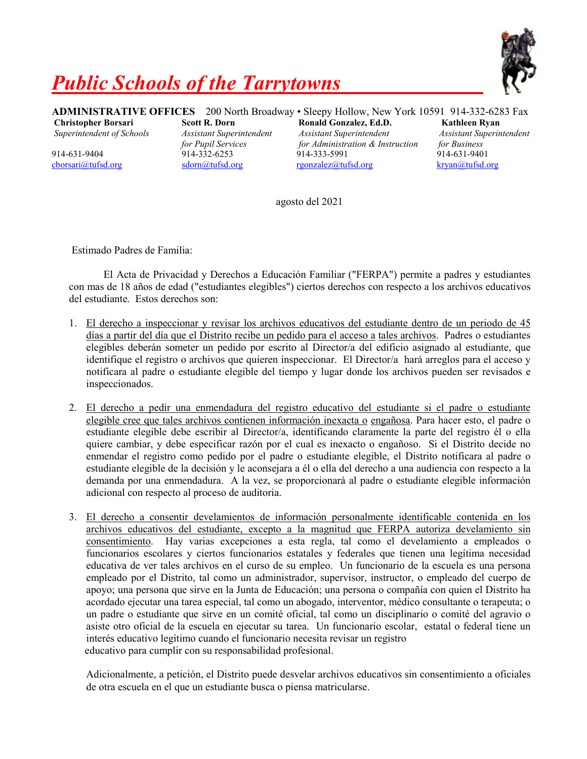# *Public Schools of the Tarrytowns*

**ADMINISTRATIVE OFFICES** 200 North Broadway • Sleepy Hollow, New York 10591 914-332-6283 Fax

| **Christopher Borsari** | **Scott R. Dorn** | **Ronald Gonzalez, Ed.D.** | **Kathleen Ryan** |
|---|---|---|---|
| *Superintendent of Schools* | *Assistant Superintendent for Pupil Services* | *Assistant Superintendent for Administration & Instruction* | *Assistant Superintendent for Business* |
| 914-631-9404 | 914-332-6253 | 914-333-5991 | 914-631-9401 |
| cborsari@tufsd.org | sdorn@tufsd.org | rgonzalez@tufsd.org | kryan@tufsd.org |

agosto del 2021

Estimado Padres de Familia:

El Acta de Privacidad y Derechos a Educación Familiar ("FERPA") permite a padres y estudiantes con mas de 18 años de edad ("estudiantes elegibles") ciertos derechos con respecto a los archivos educativos del estudiante. Estos derechos son:

1. El derecho a inspeccionar y revisar los archivos educativos del estudiante dentro de un periodo de 45 días a partir del día que el Distrito recibe un pedido para el acceso a tales archivos. Padres o estudiantes elegibles deberán someter un pedido por escrito al Director/a del edificio asignado al estudiante, que identifique el registro o archivos que quieren inspeccionar. El Director/a hará arreglos para el acceso y notificara al padre o estudiante elegible del tiempo y lugar donde los archivos pueden ser revisados e inspeccionados.

2. El derecho a pedir una enmendadura del registro educativo del estudiante si el padre o estudiante elegible cree que tales archivos contienen información inexacta o engañosa. Para hacer esto, el padre o estudiante elegible debe escribir al Director/a, identificando claramente la parte del registro él o ella quiere cambiar, y debe especificar razón por el cual es inexacto o engañoso. Si el Distrito decide no enmendar el registro como pedido por el padre o estudiante elegible, el Distrito notificara al padre o estudiante elegible de la decisión y le aconsejara a él o ella del derecho a una audiencia con respecto a la demanda por una enmendadura. A la vez, se proporcionará al padre o estudiante elegible información adicional con respecto al proceso de auditoria.

3. El derecho a consentir develamientos de información personalmente identificable contenida en los archivos educativos del estudiante, excepto a la magnitud que FERPA autoriza develamiento sin consentimiento. Hay varias excepciones a esta regla, tal como el develamiento a empleados o funcionarios escolares y ciertos funcionarios estatales y federales que tienen una legítima necesidad educativa de ver tales archivos en el curso de su empleo. Un funcionario de la escuela es una persona empleado por el Distrito, tal como un administrador, supervisor, instructor, o empleado del cuerpo de apoyo; una persona que sirve en la Junta de Educación; una persona o compañía con quien el Distrito ha acordado ejecutar una tarea especial, tal como un abogado, interventor, médico consultante o terapeuta; o un padre o estudiante que sirve en un comité oficial, tal como un disciplinario o comité del agravio o asiste otro oficial de la escuela en ejecutar su tarea. Un funcionario escolar, estatal o federal tiene un interés educativo legítimo cuando el funcionario necesita revisar un registro educativo para cumplir con su responsabilidad profesional.

   Adicionalmente, a petición, el Distrito puede desvelar archivos educativos sin consentimiento a oficiales de otra escuela en el que un estudiante busca o piensa matricularse.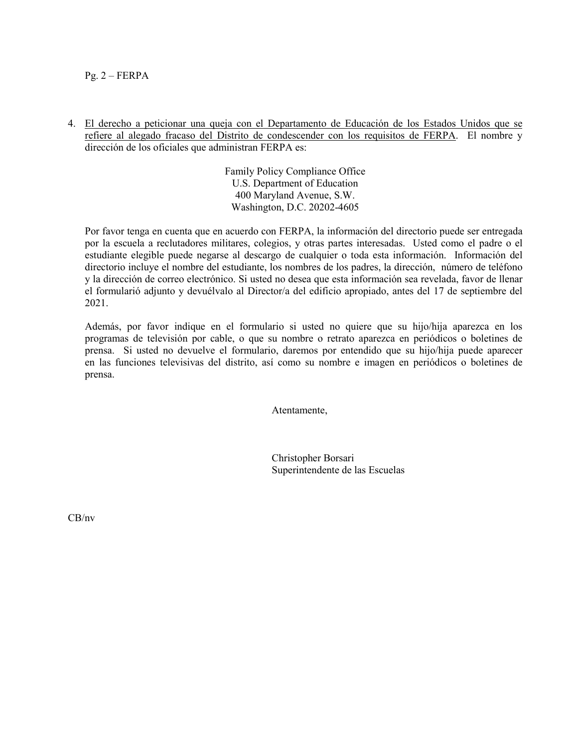4. <u>El derecho a peticionar una queja con el Departamento de Educación de los Estados Unidos que se refiere al alegado fracaso del Distrito de condescender con los requisitos de FERPA</u>. El nombre y dirección de los oficiales que administran FERPA es:

   Family Policy Compliance Office
   U.S. Department of Education
   400 Maryland Avenue, S.W.
   Washington, D.C. 20202-4605

   Por favor tenga en cuenta que en acuerdo con FERPA, la información del directorio puede ser entregada por la escuela a reclutadores militares, colegios, y otras partes interesadas. Usted como el padre o el estudiante elegible puede negarse al descargo de cualquier o toda esta información. Información del directorio incluye el nombre del estudiante, los nombres de los padres, la dirección, número de teléfono y la dirección de correo electrónico. Si usted no desea que esta información sea revelada, favor de llenar el formularió adjunto y devuélvalo al Director/a del edificio apropiado, antes del 17 de septiembre del 2021.

   Además, por favor indique en el formulario si usted no quiere que su hijo/hija aparezca en los programas de televisión por cable, o que su nombre o retrato aparezca en periódicos o boletines de prensa. Si usted no devuelve el formulario, daremos por entendido que su hijo/hija puede aparecer en las funciones televisivas del distrito, así como su nombre e imagen en periódicos o boletines de prensa.

Atentamente,

Christopher Borsari
Superintendente de las Escuelas

CB/nv